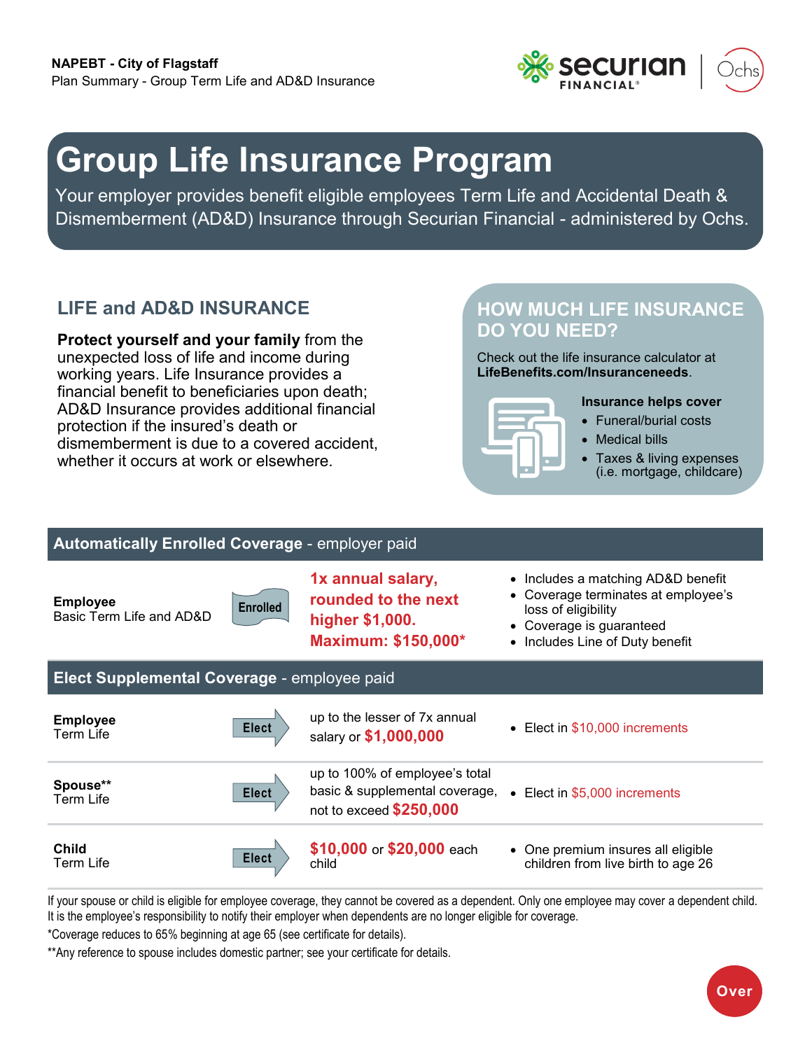NAPEBT - City of Flagstaff
Plan Summary - Group Term Life and AD&D Insurance

# Group Life Insurance Program

Your employer provides benefit eligible employees Term Life and Accidental Death & Dismemberment (AD&D) Insurance through Securian Financial - administered by Ochs.

## LIFE and AD&D INSURANCE

**Protect yourself and your family** from the unexpected loss of life and income during working years. Life Insurance provides a financial benefit to beneficiaries upon death; AD&D Insurance provides additional financial protection if the insured's death or dismemberment is due to a covered accident, whether it occurs at work or elsewhere.

## HOW MUCH LIFE INSURANCE DO YOU NEED?

Check out the life insurance calculator at **LifeBenefits.com/Insuranceneeds**.

**Insurance helps cover**

- Funeral/burial costs
- Medical bills
- Taxes & living expenses (i.e. mortgage, childcare)

| **Automatically Enrolled Coverage** - employer paid | | | |
|---|---|---|---|
| **Employee** Basic Term Life and AD&D | Enrolled | **1x annual salary, rounded to the next higher $1,000. Maximum: $150,000*** | • Includes a matching AD&D benefit<br>• Coverage terminates at employee's loss of eligibility<br>• Coverage is guaranteed<br>• Includes Line of Duty benefit |
| **Elect Supplemental Coverage** - employee paid | | | |
| **Employee** Term Life | Elect | up to the lesser of 7x annual salary or **$1,000,000** | • Elect in $10,000 increments |
| **Spouse**** Term Life | Elect | up to 100% of employee's total basic & supplemental coverage, not to exceed **$250,000** | • Elect in $5,000 increments |
| **Child** Term Life | Elect | **$10,000** or **$20,000** each child | • One premium insures all eligible children from live birth to age 26 |

If your spouse or child is eligible for employee coverage, they cannot be covered as a dependent. Only one employee may cover a dependent child. It is the employee's responsibility to notify their employer when dependents are no longer eligible for coverage.

*Coverage reduces to 65% beginning at age 65 (see certificate for details).

**Any reference to spouse includes domestic partner; see your certificate for details.

Over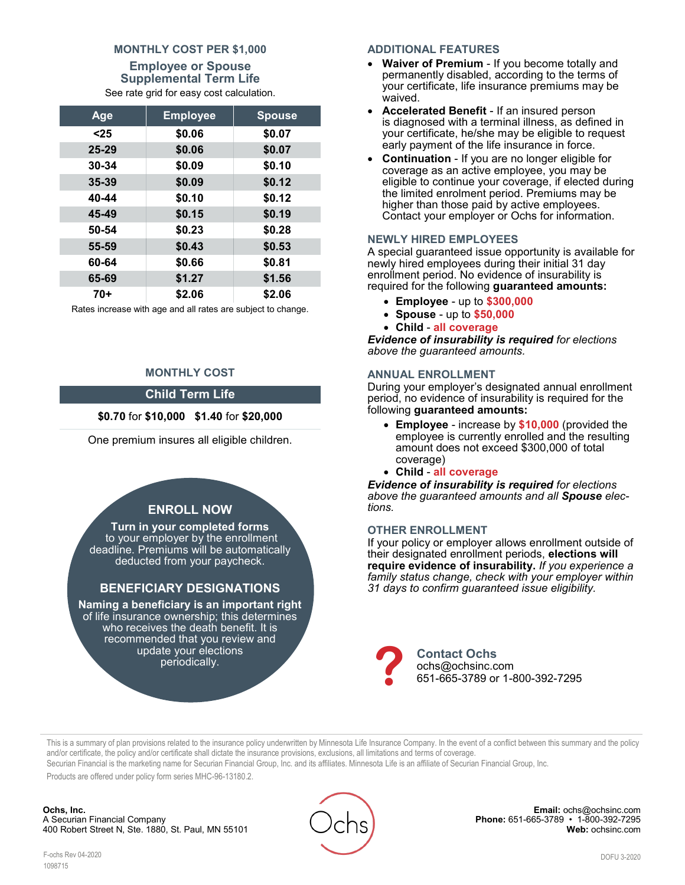## MONTHLY COST PER $1,000

### Employee or Spouse Supplemental Term Life

See rate grid for easy cost calculation.

| Age | Employee | Spouse |
|---|---|---|
| <25 | $0.06 | $0.07 |
| 25-29 | $0.06 | $0.07 |
| 30-34 | $0.09 | $0.10 |
| 35-39 | $0.09 | $0.12 |
| 40-44 | $0.10 | $0.12 |
| 45-49 | $0.15 | $0.19 |
| 50-54 | $0.23 | $0.28 |
| 55-59 | $0.43 | $0.53 |
| 60-64 | $0.66 | $0.81 |
| 65-69 | $1.27 | $1.56 |
| 70+ | $2.06 | $2.06 |

Rates increase with age and all rates are subject to change.

## MONTHLY COST

### Child Term Life

**$0.70** for **$10,000** **$1.40** for **$20,000**

One premium insures all eligible children.

## ENROLL NOW

**Turn in your completed forms** to your employer by the enrollment deadline. Premiums will be automatically deducted from your paycheck.

## BENEFICIARY DESIGNATIONS

**Naming a beneficiary is an important right** of life insurance ownership; this determines who receives the death benefit. It is recommended that you review and update your elections periodically.

## ADDITIONAL FEATURES

- **Waiver of Premium** - If you become totally and permanently disabled, according to the terms of your certificate, life insurance premiums may be waived.
- **Accelerated Benefit** - If an insured person is diagnosed with a terminal illness, as defined in your certificate, he/she may be eligible to request early payment of the life insurance in force.
- **Continuation** - If you are no longer eligible for coverage as an active employee, you may be eligible to continue your coverage, if elected during the limited enrolment period. Premiums may be higher than those paid by active employees. Contact your employer or Ochs for information.

## NEWLY HIRED EMPLOYEES

A special guaranteed issue opportunity is available for newly hired employees during their initial 31 day enrollment period. No evidence of insurability is required for the following **guaranteed amounts:**

- **Employee** - up to **$300,000**
- **Spouse** - up to **$50,000**
- **Child** - **all coverage**

***Evidence of insurability is required*** *for elections above the guaranteed amounts.*

## ANNUAL ENROLLMENT

During your employer's designated annual enrollment period, no evidence of insurability is required for the following **guaranteed amounts:**

- **Employee** - increase by **$10,000** (provided the employee is currently enrolled and the resulting amount does not exceed $300,000 of total coverage)
- **Child** - **all coverage**

***Evidence of insurability is required*** *for elections above the guaranteed amounts and all* ***Spouse*** *elections.*

## OTHER ENROLLMENT

If your policy or employer allows enrollment outside of their designated enrollment periods, **elections will require evidence of insurability.** *If you experience a family status change, check with your employer within 31 days to confirm guaranteed issue eligibility.*

**Contact Ochs**
ochs@ochsinc.com
651-665-3789 or 1-800-392-7295

This is a summary of plan provisions related to the insurance policy underwritten by Minnesota Life Insurance Company. In the event of a conflict between this summary and the policy and/or certificate, the policy and/or certificate shall dictate the insurance provisions, exclusions, all limitations and terms of coverage.
Securian Financial is the marketing name for Securian Financial Group, Inc. and its affiliates. Minnesota Life is an affiliate of Securian Financial Group, Inc.
Products are offered under policy form series MHC-96-13180.2.

**Ochs, Inc.**
A Securian Financial Company
400 Robert Street N, Ste. 1880, St. Paul, MN 55101

**Email:** ochs@ochsinc.com
**Phone:** 651-665-3789 • 1-800-392-7295
**Web:** ochsinc.com

F-ochs Rev 04-2020
1098715

DOFU 3-2020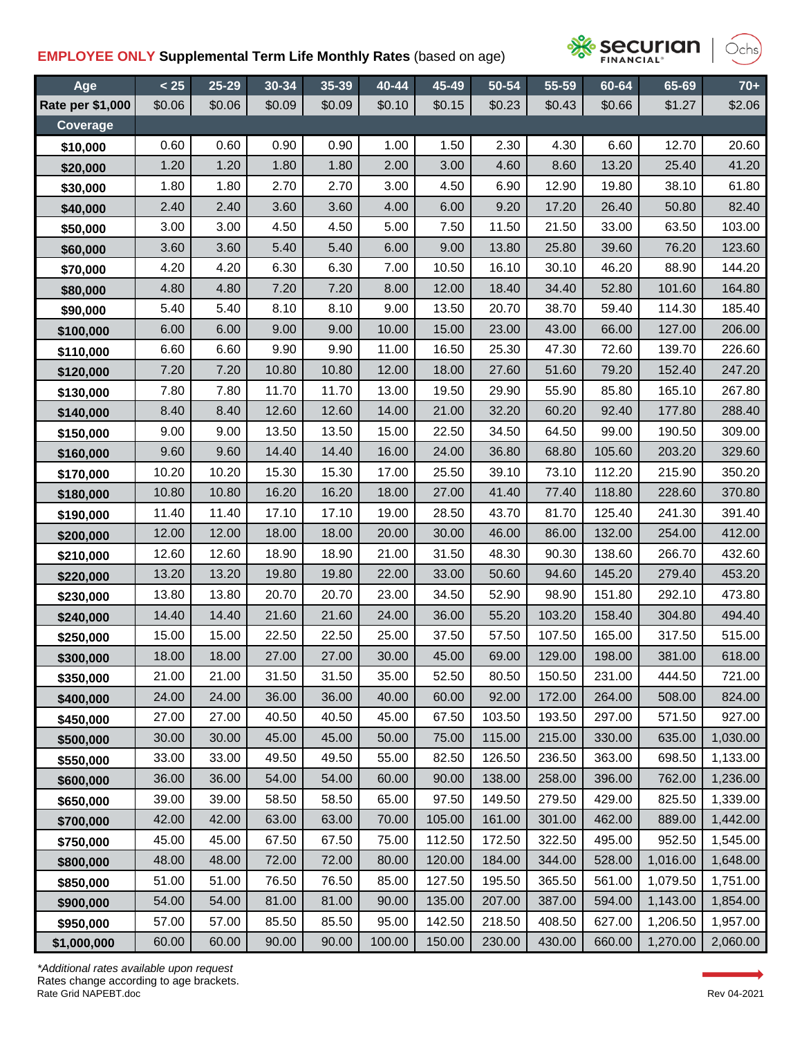## EMPLOYEE ONLY Supplemental Term Life Monthly Rates (based on age)

securian FINANCIAL | Ochs

| Age | < 25 | 25-29 | 30-34 | 35-39 | 40-44 | 45-49 | 50-54 | 55-59 | 60-64 | 65-69 | 70+ |
|---|---|---|---|---|---|---|---|---|---|---|---|
| Rate per $1,000 | $0.06 | $0.06 | $0.09 | $0.09 | $0.10 | $0.15 | $0.23 | $0.43 | $0.66 | $1.27 | $2.06 |
| **Coverage** | | | | | | | | | | | |
| $10,000 | 0.60 | 0.60 | 0.90 | 0.90 | 1.00 | 1.50 | 2.30 | 4.30 | 6.60 | 12.70 | 20.60 |
| $20,000 | 1.20 | 1.20 | 1.80 | 1.80 | 2.00 | 3.00 | 4.60 | 8.60 | 13.20 | 25.40 | 41.20 |
| $30,000 | 1.80 | 1.80 | 2.70 | 2.70 | 3.00 | 4.50 | 6.90 | 12.90 | 19.80 | 38.10 | 61.80 |
| $40,000 | 2.40 | 2.40 | 3.60 | 3.60 | 4.00 | 6.00 | 9.20 | 17.20 | 26.40 | 50.80 | 82.40 |
| $50,000 | 3.00 | 3.00 | 4.50 | 4.50 | 5.00 | 7.50 | 11.50 | 21.50 | 33.00 | 63.50 | 103.00 |
| $60,000 | 3.60 | 3.60 | 5.40 | 5.40 | 6.00 | 9.00 | 13.80 | 25.80 | 39.60 | 76.20 | 123.60 |
| $70,000 | 4.20 | 4.20 | 6.30 | 6.30 | 7.00 | 10.50 | 16.10 | 30.10 | 46.20 | 88.90 | 144.20 |
| $80,000 | 4.80 | 4.80 | 7.20 | 7.20 | 8.00 | 12.00 | 18.40 | 34.40 | 52.80 | 101.60 | 164.80 |
| $90,000 | 5.40 | 5.40 | 8.10 | 8.10 | 9.00 | 13.50 | 20.70 | 38.70 | 59.40 | 114.30 | 185.40 |
| $100,000 | 6.00 | 6.00 | 9.00 | 9.00 | 10.00 | 15.00 | 23.00 | 43.00 | 66.00 | 127.00 | 206.00 |
| $110,000 | 6.60 | 6.60 | 9.90 | 9.90 | 11.00 | 16.50 | 25.30 | 47.30 | 72.60 | 139.70 | 226.60 |
| $120,000 | 7.20 | 7.20 | 10.80 | 10.80 | 12.00 | 18.00 | 27.60 | 51.60 | 79.20 | 152.40 | 247.20 |
| $130,000 | 7.80 | 7.80 | 11.70 | 11.70 | 13.00 | 19.50 | 29.90 | 55.90 | 85.80 | 165.10 | 267.80 |
| $140,000 | 8.40 | 8.40 | 12.60 | 12.60 | 14.00 | 21.00 | 32.20 | 60.20 | 92.40 | 177.80 | 288.40 |
| $150,000 | 9.00 | 9.00 | 13.50 | 13.50 | 15.00 | 22.50 | 34.50 | 64.50 | 99.00 | 190.50 | 309.00 |
| $160,000 | 9.60 | 9.60 | 14.40 | 14.40 | 16.00 | 24.00 | 36.80 | 68.80 | 105.60 | 203.20 | 329.60 |
| $170,000 | 10.20 | 10.20 | 15.30 | 15.30 | 17.00 | 25.50 | 39.10 | 73.10 | 112.20 | 215.90 | 350.20 |
| $180,000 | 10.80 | 10.80 | 16.20 | 16.20 | 18.00 | 27.00 | 41.40 | 77.40 | 118.80 | 228.60 | 370.80 |
| $190,000 | 11.40 | 11.40 | 17.10 | 17.10 | 19.00 | 28.50 | 43.70 | 81.70 | 125.40 | 241.30 | 391.40 |
| $200,000 | 12.00 | 12.00 | 18.00 | 18.00 | 20.00 | 30.00 | 46.00 | 86.00 | 132.00 | 254.00 | 412.00 |
| $210,000 | 12.60 | 12.60 | 18.90 | 18.90 | 21.00 | 31.50 | 48.30 | 90.30 | 138.60 | 266.70 | 432.60 |
| $220,000 | 13.20 | 13.20 | 19.80 | 19.80 | 22.00 | 33.00 | 50.60 | 94.60 | 145.20 | 279.40 | 453.20 |
| $230,000 | 13.80 | 13.80 | 20.70 | 20.70 | 23.00 | 34.50 | 52.90 | 98.90 | 151.80 | 292.10 | 473.80 |
| $240,000 | 14.40 | 14.40 | 21.60 | 21.60 | 24.00 | 36.00 | 55.20 | 103.20 | 158.40 | 304.80 | 494.40 |
| $250,000 | 15.00 | 15.00 | 22.50 | 22.50 | 25.00 | 37.50 | 57.50 | 107.50 | 165.00 | 317.50 | 515.00 |
| $300,000 | 18.00 | 18.00 | 27.00 | 27.00 | 30.00 | 45.00 | 69.00 | 129.00 | 198.00 | 381.00 | 618.00 |
| $350,000 | 21.00 | 21.00 | 31.50 | 31.50 | 35.00 | 52.50 | 80.50 | 150.50 | 231.00 | 444.50 | 721.00 |
| $400,000 | 24.00 | 24.00 | 36.00 | 36.00 | 40.00 | 60.00 | 92.00 | 172.00 | 264.00 | 508.00 | 824.00 |
| $450,000 | 27.00 | 27.00 | 40.50 | 40.50 | 45.00 | 67.50 | 103.50 | 193.50 | 297.00 | 571.50 | 927.00 |
| $500,000 | 30.00 | 30.00 | 45.00 | 45.00 | 50.00 | 75.00 | 115.00 | 215.00 | 330.00 | 635.00 | 1,030.00 |
| $550,000 | 33.00 | 33.00 | 49.50 | 49.50 | 55.00 | 82.50 | 126.50 | 236.50 | 363.00 | 698.50 | 1,133.00 |
| $600,000 | 36.00 | 36.00 | 54.00 | 54.00 | 60.00 | 90.00 | 138.00 | 258.00 | 396.00 | 762.00 | 1,236.00 |
| $650,000 | 39.00 | 39.00 | 58.50 | 58.50 | 65.00 | 97.50 | 149.50 | 279.50 | 429.00 | 825.50 | 1,339.00 |
| $700,000 | 42.00 | 42.00 | 63.00 | 63.00 | 70.00 | 105.00 | 161.00 | 301.00 | 462.00 | 889.00 | 1,442.00 |
| $750,000 | 45.00 | 45.00 | 67.50 | 67.50 | 75.00 | 112.50 | 172.50 | 322.50 | 495.00 | 952.50 | 1,545.00 |
| $800,000 | 48.00 | 48.00 | 72.00 | 72.00 | 80.00 | 120.00 | 184.00 | 344.00 | 528.00 | 1,016.00 | 1,648.00 |
| $850,000 | 51.00 | 51.00 | 76.50 | 76.50 | 85.00 | 127.50 | 195.50 | 365.50 | 561.00 | 1,079.50 | 1,751.00 |
| $900,000 | 54.00 | 54.00 | 81.00 | 81.00 | 90.00 | 135.00 | 207.00 | 387.00 | 594.00 | 1,143.00 | 1,854.00 |
| $950,000 | 57.00 | 57.00 | 85.50 | 85.50 | 95.00 | 142.50 | 218.50 | 408.50 | 627.00 | 1,206.50 | 1,957.00 |
| $1,000,000 | 60.00 | 60.00 | 90.00 | 90.00 | 100.00 | 150.00 | 230.00 | 430.00 | 660.00 | 1,270.00 | 2,060.00 |

*Additional rates available upon request*

Rates change according to age brackets.

Rate Grid NAPEBT.doc

Rev 04-2021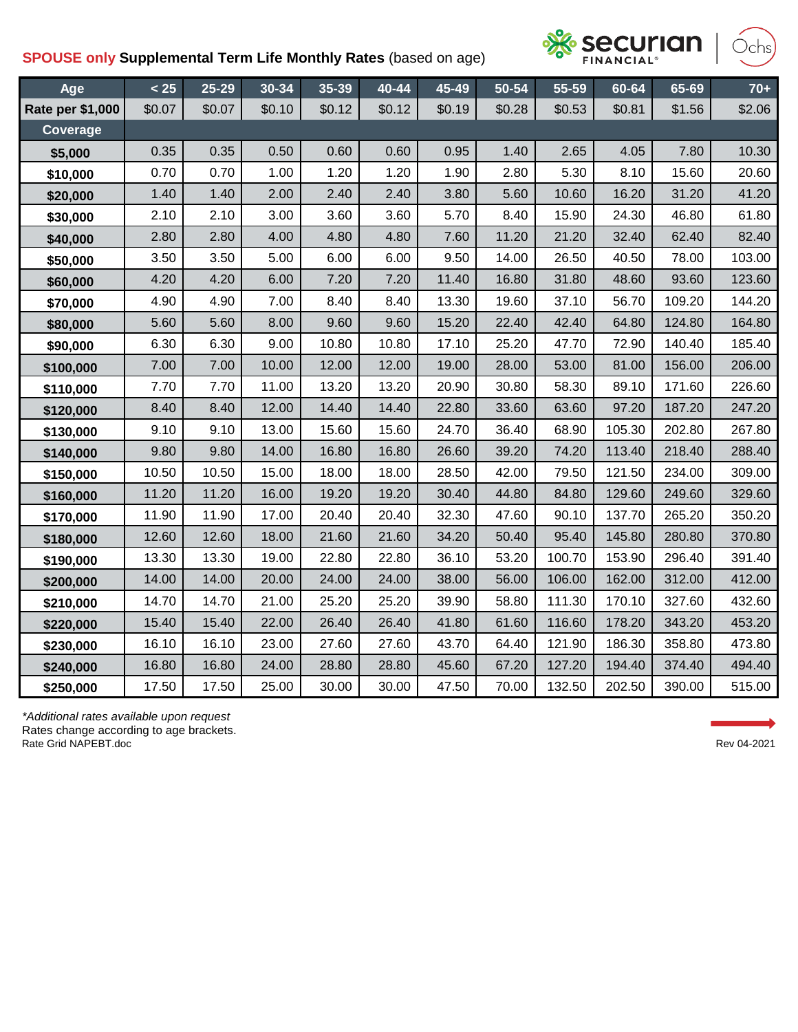**SPOUSE only Supplemental Term Life Monthly Rates** (based on age)

| Age | < 25 | 25-29 | 30-34 | 35-39 | 40-44 | 45-49 | 50-54 | 55-59 | 60-64 | 65-69 | 70+ |
|---|---|---|---|---|---|---|---|---|---|---|---|
| Rate per $1,000 | $0.07 | $0.07 | $0.10 | $0.12 | $0.12 | $0.19 | $0.28 | $0.53 | $0.81 | $1.56 | $2.06 |
| **Coverage** | | | | | | | | | | | |
| **$5,000** | 0.35 | 0.35 | 0.50 | 0.60 | 0.60 | 0.95 | 1.40 | 2.65 | 4.05 | 7.80 | 10.30 |
| **$10,000** | 0.70 | 0.70 | 1.00 | 1.20 | 1.20 | 1.90 | 2.80 | 5.30 | 8.10 | 15.60 | 20.60 |
| **$20,000** | 1.40 | 1.40 | 2.00 | 2.40 | 2.40 | 3.80 | 5.60 | 10.60 | 16.20 | 31.20 | 41.20 |
| **$30,000** | 2.10 | 2.10 | 3.00 | 3.60 | 3.60 | 5.70 | 8.40 | 15.90 | 24.30 | 46.80 | 61.80 |
| **$40,000** | 2.80 | 2.80 | 4.00 | 4.80 | 4.80 | 7.60 | 11.20 | 21.20 | 32.40 | 62.40 | 82.40 |
| **$50,000** | 3.50 | 3.50 | 5.00 | 6.00 | 6.00 | 9.50 | 14.00 | 26.50 | 40.50 | 78.00 | 103.00 |
| **$60,000** | 4.20 | 4.20 | 6.00 | 7.20 | 7.20 | 11.40 | 16.80 | 31.80 | 48.60 | 93.60 | 123.60 |
| **$70,000** | 4.90 | 4.90 | 7.00 | 8.40 | 8.40 | 13.30 | 19.60 | 37.10 | 56.70 | 109.20 | 144.20 |
| **$80,000** | 5.60 | 5.60 | 8.00 | 9.60 | 9.60 | 15.20 | 22.40 | 42.40 | 64.80 | 124.80 | 164.80 |
| **$90,000** | 6.30 | 6.30 | 9.00 | 10.80 | 10.80 | 17.10 | 25.20 | 47.70 | 72.90 | 140.40 | 185.40 |
| **$100,000** | 7.00 | 7.00 | 10.00 | 12.00 | 12.00 | 19.00 | 28.00 | 53.00 | 81.00 | 156.00 | 206.00 |
| **$110,000** | 7.70 | 7.70 | 11.00 | 13.20 | 13.20 | 20.90 | 30.80 | 58.30 | 89.10 | 171.60 | 226.60 |
| **$120,000** | 8.40 | 8.40 | 12.00 | 14.40 | 14.40 | 22.80 | 33.60 | 63.60 | 97.20 | 187.20 | 247.20 |
| **$130,000** | 9.10 | 9.10 | 13.00 | 15.60 | 15.60 | 24.70 | 36.40 | 68.90 | 105.30 | 202.80 | 267.80 |
| **$140,000** | 9.80 | 9.80 | 14.00 | 16.80 | 16.80 | 26.60 | 39.20 | 74.20 | 113.40 | 218.40 | 288.40 |
| **$150,000** | 10.50 | 10.50 | 15.00 | 18.00 | 18.00 | 28.50 | 42.00 | 79.50 | 121.50 | 234.00 | 309.00 |
| **$160,000** | 11.20 | 11.20 | 16.00 | 19.20 | 19.20 | 30.40 | 44.80 | 84.80 | 129.60 | 249.60 | 329.60 |
| **$170,000** | 11.90 | 11.90 | 17.00 | 20.40 | 20.40 | 32.30 | 47.60 | 90.10 | 137.70 | 265.20 | 350.20 |
| **$180,000** | 12.60 | 12.60 | 18.00 | 21.60 | 21.60 | 34.20 | 50.40 | 95.40 | 145.80 | 280.80 | 370.80 |
| **$190,000** | 13.30 | 13.30 | 19.00 | 22.80 | 22.80 | 36.10 | 53.20 | 100.70 | 153.90 | 296.40 | 391.40 |
| **$200,000** | 14.00 | 14.00 | 20.00 | 24.00 | 24.00 | 38.00 | 56.00 | 106.00 | 162.00 | 312.00 | 412.00 |
| **$210,000** | 14.70 | 14.70 | 21.00 | 25.20 | 25.20 | 39.90 | 58.80 | 111.30 | 170.10 | 327.60 | 432.60 |
| **$220,000** | 15.40 | 15.40 | 22.00 | 26.40 | 26.40 | 41.80 | 61.60 | 116.60 | 178.20 | 343.20 | 453.20 |
| **$230,000** | 16.10 | 16.10 | 23.00 | 27.60 | 27.60 | 43.70 | 64.40 | 121.90 | 186.30 | 358.80 | 473.80 |
| **$240,000** | 16.80 | 16.80 | 24.00 | 28.80 | 28.80 | 45.60 | 67.20 | 127.20 | 194.40 | 374.40 | 494.40 |
| **$250,000** | 17.50 | 17.50 | 25.00 | 30.00 | 30.00 | 47.50 | 70.00 | 132.50 | 202.50 | 390.00 | 515.00 |

*\*Additional rates available upon request*
Rates change according to age brackets.
Rate Grid NAPEBT.doc

Rev 04-2021